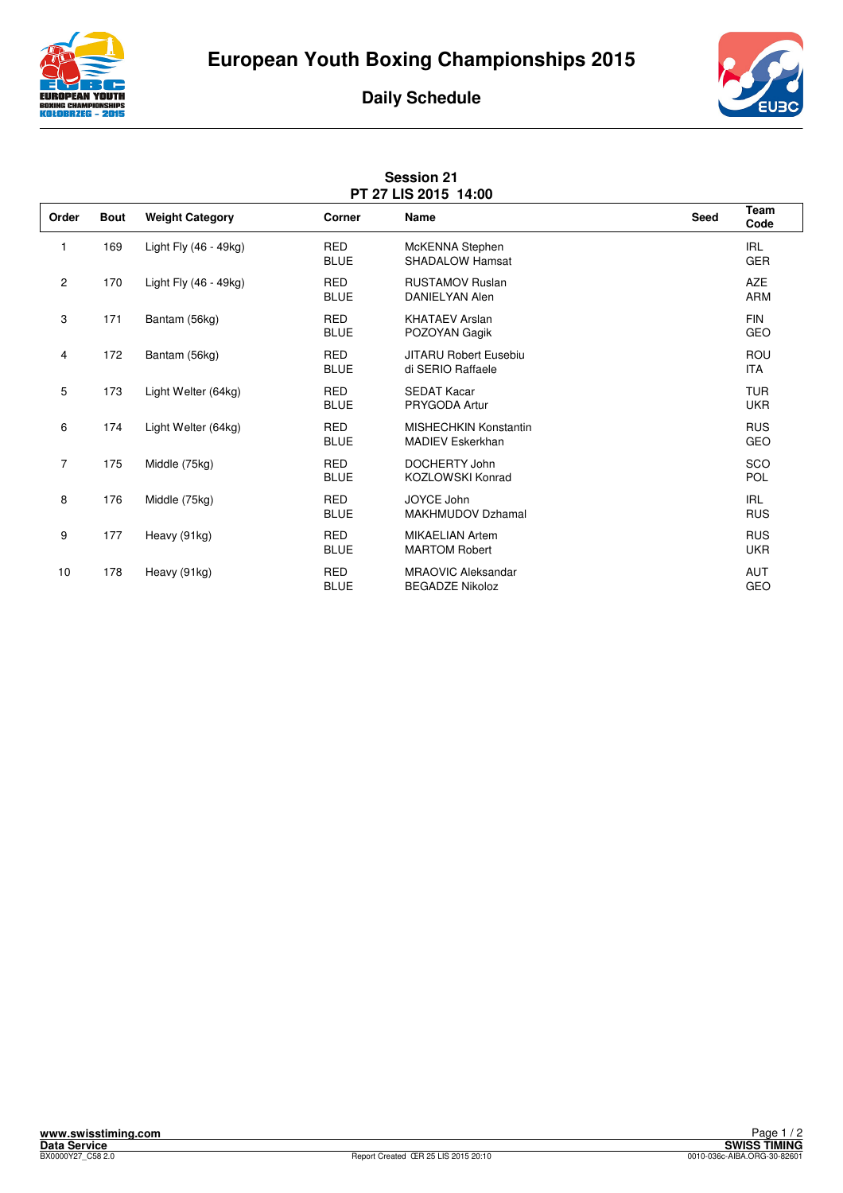# European Youth Boxing Championships 2015

## Daily Schedule

**Session 21**
**PT 27 LIS 2015 14:00**

| Order | Bout | Weight Category | Corner | Name | Seed | Team Code |
|---|---|---|---|---|---|---|
| 1 | 169 | Light Fly (46 - 49kg) | RED<br>BLUE | McKENNA Stephen<br>SHADALOW Hamsat | | IRL<br>GER |
| 2 | 170 | Light Fly (46 - 49kg) | RED<br>BLUE | RUSTAMOV Ruslan<br>DANIELYAN Alen | | AZE<br>ARM |
| 3 | 171 | Bantam (56kg) | RED<br>BLUE | KHATAEV Arslan<br>POZOYAN Gagik | | FIN<br>GEO |
| 4 | 172 | Bantam (56kg) | RED<br>BLUE | JITARU Robert Eusebiu<br>di SERIO Raffaele | | ROU<br>ITA |
| 5 | 173 | Light Welter (64kg) | RED<br>BLUE | SEDAT Kacar<br>PRYGODA Artur | | TUR<br>UKR |
| 6 | 174 | Light Welter (64kg) | RED<br>BLUE | MISHECHKIN Konstantin<br>MADIEV Eskerkhan | | RUS<br>GEO |
| 7 | 175 | Middle (75kg) | RED<br>BLUE | DOCHERTY John<br>KOZLOWSKI Konrad | | SCO<br>POL |
| 8 | 176 | Middle (75kg) | RED<br>BLUE | JOYCE John<br>MAKHMUDOV Dzhamal | | IRL<br>RUS |
| 9 | 177 | Heavy (91kg) | RED<br>BLUE | MIKAELIAN Artem<br>MARTOM Robert | | RUS<br>UKR |
| 10 | 178 | Heavy (91kg) | RED<br>BLUE | MRAOVIC Aleksandar<br>BEGADZE Nikoloz | | AUT<br>GEO |

www.swisstiming.com
Data Service
BX0000Y27_C58 2.0

Report Created ČR 25 LIS 2015 20:10

SWISS TIMING
0010-036c-AIBA.ORG-30-82601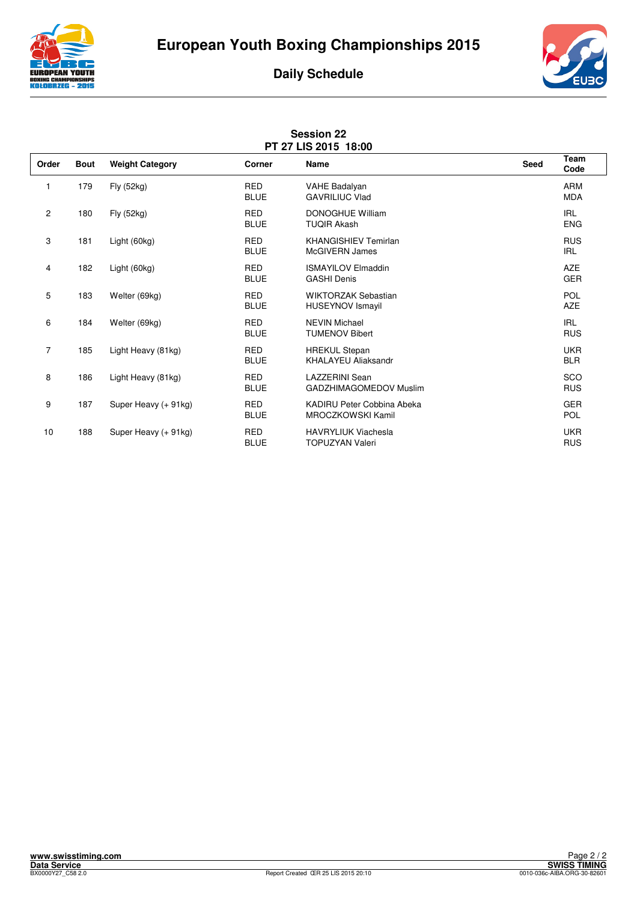# European Youth Boxing Championships 2015

## Daily Schedule

### Session 22
### PT 27 LIS 2015 18:00

| Order | Bout | Weight Category | Corner | Name | Seed | Team Code |
|---|---|---|---|---|---|---|
| 1 | 179 | Fly (52kg) | RED<br>BLUE | VAHE Badalyan<br>GAVRILIUC Vlad | | ARM<br>MDA |
| 2 | 180 | Fly (52kg) | RED<br>BLUE | DONOGHUE William<br>TUQIR Akash | | IRL<br>ENG |
| 3 | 181 | Light (60kg) | RED<br>BLUE | KHANGISHIEV Temirlan<br>McGIVERN James | | RUS<br>IRL |
| 4 | 182 | Light (60kg) | RED<br>BLUE | ISMAYILOV Elmaddin<br>GASHI Denis | | AZE<br>GER |
| 5 | 183 | Welter (69kg) | RED<br>BLUE | WIKTORZAK Sebastian<br>HUSEYNOV Ismayil | | POL<br>AZE |
| 6 | 184 | Welter (69kg) | RED<br>BLUE | NEVIN Michael<br>TUMENOV Bibert | | IRL<br>RUS |
| 7 | 185 | Light Heavy (81kg) | RED<br>BLUE | HREKUL Stepan<br>KHALAYEU Aliaksandr | | UKR<br>BLR |
| 8 | 186 | Light Heavy (81kg) | RED<br>BLUE | LAZZERINI Sean<br>GADZHIMAGOMEDOV Muslim | | SCO<br>RUS |
| 9 | 187 | Super Heavy (+ 91kg) | RED<br>BLUE | KADIRU Peter Cobbina Abeka<br>MROCZKOWSKI Kamil | | GER<br>POL |
| 10 | 188 | Super Heavy (+ 91kg) | RED<br>BLUE | HAVRYLIUK Viachesla<br>TOPUZYAN Valeri | | UKR<br>RUS |

www.swisstiming.com
Data Service
BX0000Y27_C58 2.0
Report Created ŒR 25 LIS 2015 20:10
SWISS TIMING
0010-036c-AIBA.ORG-30-82601